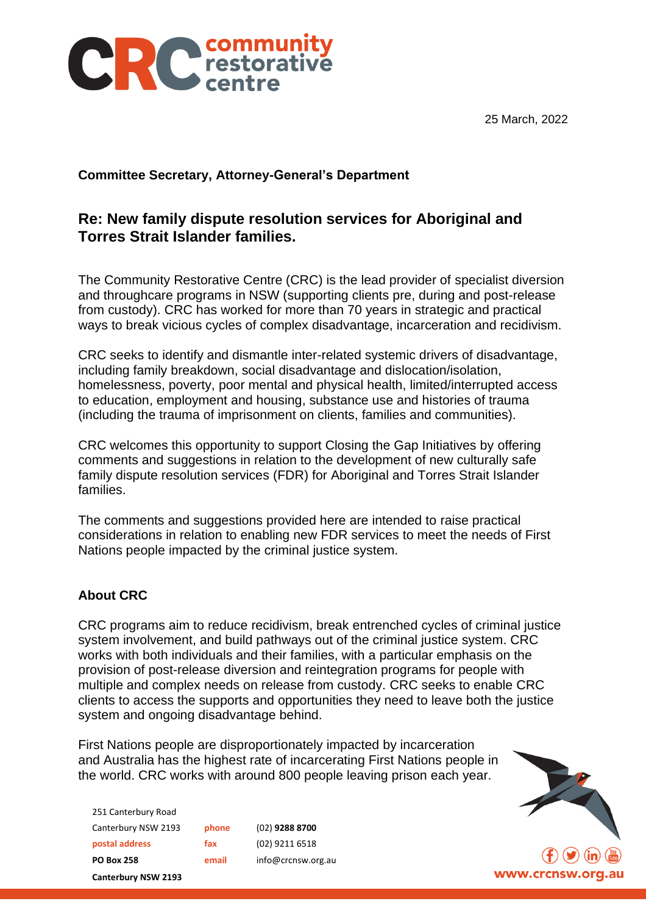25 March, 2022

**Committee Secretary, Attorney-General's Department**

## Re: New family dispute resolution services for Aboriginal and Torres Strait Islander families.

The Community Restorative Centre (CRC) is the lead provider of specialist diversion and throughcare programs in NSW (supporting clients pre, during and post-release from custody). CRC has worked for more than 70 years in strategic and practical ways to break vicious cycles of complex disadvantage, incarceration and recidivism.

CRC seeks to identify and dismantle inter-related systemic drivers of disadvantage, including family breakdown, social disadvantage and dislocation/isolation, homelessness, poverty, poor mental and physical health, limited/interrupted access to education, employment and housing, substance use and histories of trauma (including the trauma of imprisonment on clients, families and communities).

CRC welcomes this opportunity to support Closing the Gap Initiatives by offering comments and suggestions in relation to the development of new culturally safe family dispute resolution services (FDR) for Aboriginal and Torres Strait Islander families.

The comments and suggestions provided here are intended to raise practical considerations in relation to enabling new FDR services to meet the needs of First Nations people impacted by the criminal justice system.

### About CRC

CRC programs aim to reduce recidivism, break entrenched cycles of criminal justice system involvement, and build pathways out of the criminal justice system. CRC works with both individuals and their families, with a particular emphasis on the provision of post-release diversion and reintegration programs for people with multiple and complex needs on release from custody. CRC seeks to enable CRC clients to access the supports and opportunities they need to leave both the justice system and ongoing disadvantage behind.

First Nations people are disproportionately impacted by incarceration and Australia has the highest rate of incarcerating First Nations people in the world. CRC works with around 800 people leaving prison each year.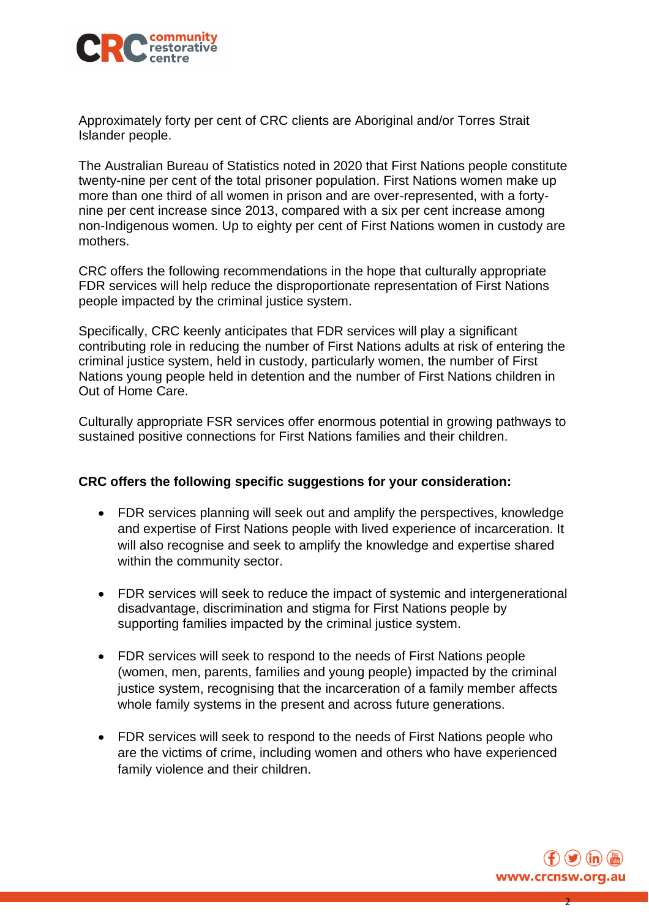Approximately forty per cent of CRC clients are Aboriginal and/or Torres Strait Islander people.

The Australian Bureau of Statistics noted in 2020 that First Nations people constitute twenty-nine per cent of the total prisoner population. First Nations women make up more than one third of all women in prison and are over-represented, with a forty-nine per cent increase since 2013, compared with a six per cent increase among non-Indigenous women. Up to eighty per cent of First Nations women in custody are mothers.

CRC offers the following recommendations in the hope that culturally appropriate FDR services will help reduce the disproportionate representation of First Nations people impacted by the criminal justice system.

Specifically, CRC keenly anticipates that FDR services will play a significant contributing role in reducing the number of First Nations adults at risk of entering the criminal justice system, held in custody, particularly women, the number of First Nations young people held in detention and the number of First Nations children in Out of Home Care.

Culturally appropriate FSR services offer enormous potential in growing pathways to sustained positive connections for First Nations families and their children.

**CRC offers the following specific suggestions for your consideration:**

- FDR services planning will seek out and amplify the perspectives, knowledge and expertise of First Nations people with lived experience of incarceration. It will also recognise and seek to amplify the knowledge and expertise shared within the community sector.
- FDR services will seek to reduce the impact of systemic and intergenerational disadvantage, discrimination and stigma for First Nations people by supporting families impacted by the criminal justice system.
- FDR services will seek to respond to the needs of First Nations people (women, men, parents, families and young people) impacted by the criminal justice system, recognising that the incarceration of a family member affects whole family systems in the present and across future generations.
- FDR services will seek to respond to the needs of First Nations people who are the victims of crime, including women and others who have experienced family violence and their children.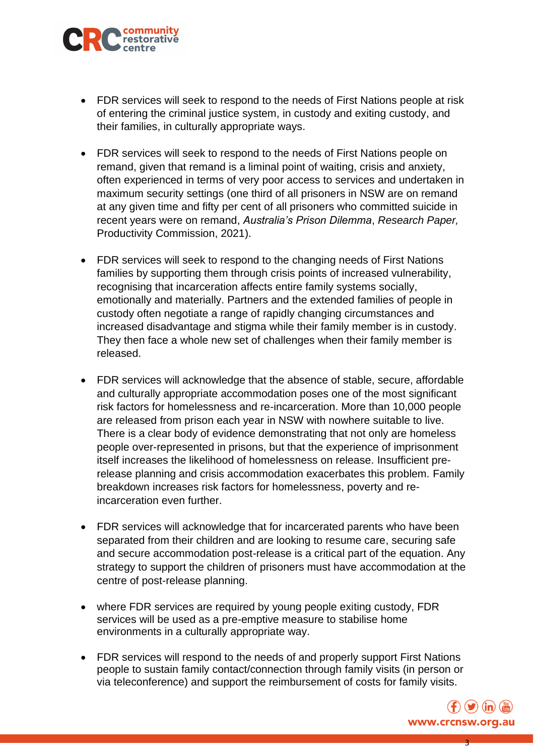- FDR services will seek to respond to the needs of First Nations people at risk of entering the criminal justice system, in custody and exiting custody, and their families, in culturally appropriate ways.

- FDR services will seek to respond to the needs of First Nations people on remand, given that remand is a liminal point of waiting, crisis and anxiety, often experienced in terms of very poor access to services and undertaken in maximum security settings (one third of all prisoners in NSW are on remand at any given time and fifty per cent of all prisoners who committed suicide in recent years were on remand, *Australia's Prison Dilemma*, *Research Paper,* Productivity Commission, 2021).

- FDR services will seek to respond to the changing needs of First Nations families by supporting them through crisis points of increased vulnerability, recognising that incarceration affects entire family systems socially, emotionally and materially. Partners and the extended families of people in custody often negotiate a range of rapidly changing circumstances and increased disadvantage and stigma while their family member is in custody. They then face a whole new set of challenges when their family member is released.

- FDR services will acknowledge that the absence of stable, secure, affordable and culturally appropriate accommodation poses one of the most significant risk factors for homelessness and re-incarceration. More than 10,000 people are released from prison each year in NSW with nowhere suitable to live. There is a clear body of evidence demonstrating that not only are homeless people over-represented in prisons, but that the experience of imprisonment itself increases the likelihood of homelessness on release. Insufficient pre-release planning and crisis accommodation exacerbates this problem. Family breakdown increases risk factors for homelessness, poverty and re-incarceration even further.

- FDR services will acknowledge that for incarcerated parents who have been separated from their children and are looking to resume care, securing safe and secure accommodation post-release is a critical part of the equation. Any strategy to support the children of prisoners must have accommodation at the centre of post-release planning.

- where FDR services are required by young people exiting custody, FDR services will be used as a pre-emptive measure to stabilise home environments in a culturally appropriate way.

- FDR services will respond to the needs of and properly support First Nations people to sustain family contact/connection through family visits (in person or via teleconference) and support the reimbursement of costs for family visits.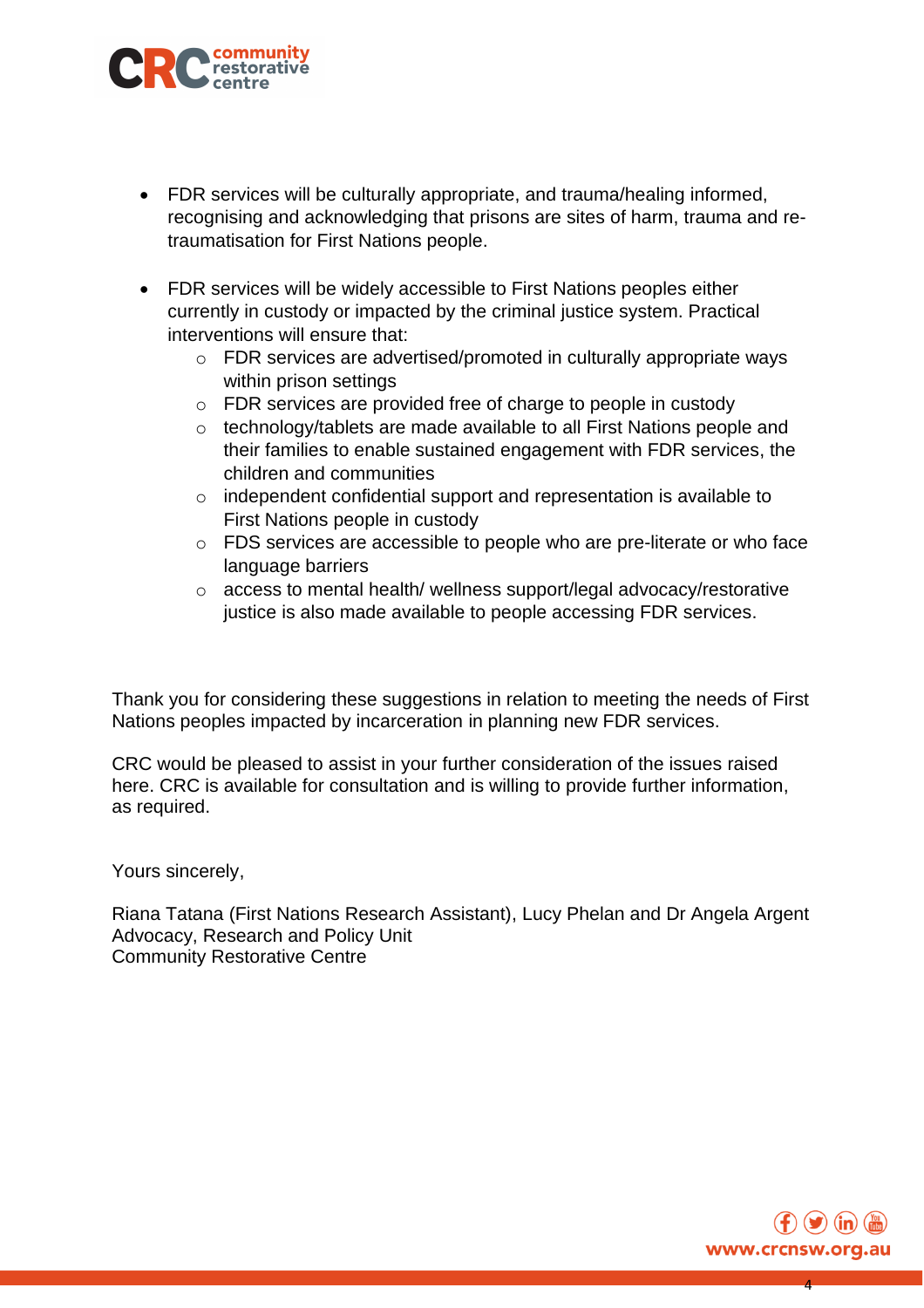- FDR services will be culturally appropriate, and trauma/healing informed, recognising and acknowledging that prisons are sites of harm, trauma and re-traumatisation for First Nations people.

- FDR services will be widely accessible to First Nations peoples either currently in custody or impacted by the criminal justice system. Practical interventions will ensure that:
  - FDR services are advertised/promoted in culturally appropriate ways within prison settings
  - FDR services are provided free of charge to people in custody
  - technology/tablets are made available to all First Nations people and their families to enable sustained engagement with FDR services, the children and communities
  - independent confidential support and representation is available to First Nations people in custody
  - FDS services are accessible to people who are pre-literate or who face language barriers
  - access to mental health/ wellness support/legal advocacy/restorative justice is also made available to people accessing FDR services.

Thank you for considering these suggestions in relation to meeting the needs of First Nations peoples impacted by incarceration in planning new FDR services.

CRC would be pleased to assist in your further consideration of the issues raised here. CRC is available for consultation and is willing to provide further information, as required.

Yours sincerely,

Riana Tatana (First Nations Research Assistant), Lucy Phelan and Dr Angela Argent
Advocacy, Research and Policy Unit
Community Restorative Centre